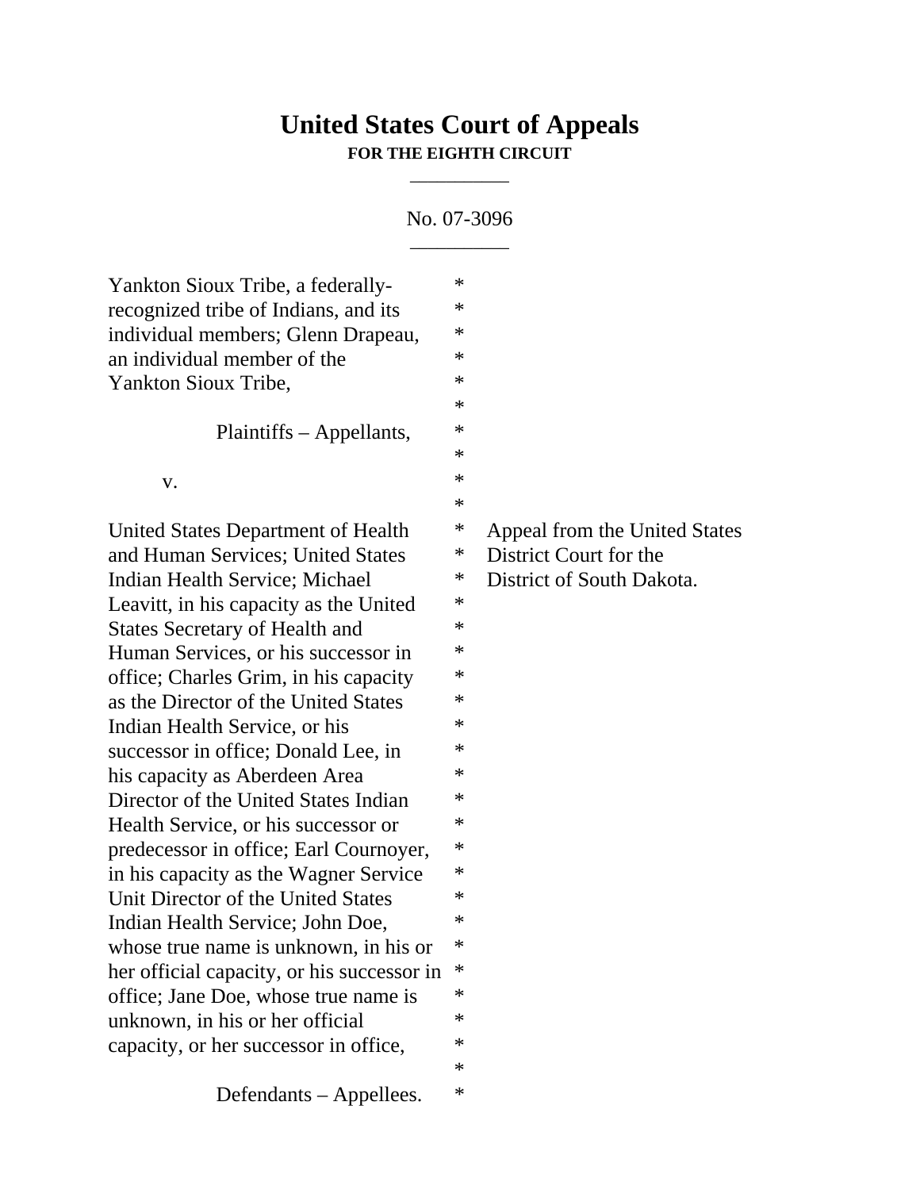# United States Court of Appeals

**FOR THE EIGHTH CIRCUIT**

\_\_\_\_\_\_\_\_\_\_\_

No. 07-3096

\_\_\_\_\_\_\_\_\_\_\_

Yankton Sioux Tribe, a federally-recognized tribe of Indians, and its individual members; Glenn Drapeau, an individual member of the Yankton Sioux Tribe,

Plaintiffs – Appellants,

v.

United States Department of Health and Human Services; United States Indian Health Service; Michael Leavitt, in his capacity as the United States Secretary of Health and Human Services, or his successor in office; Charles Grim, in his capacity as the Director of the United States Indian Health Service, or his successor in office; Donald Lee, in his capacity as Aberdeen Area Director of the United States Indian Health Service, or his successor or predecessor in office; Earl Cournoyer, in his capacity as the Wagner Service Unit Director of the United States Indian Health Service; John Doe, whose true name is unknown, in his or her official capacity, or his successor in office; Jane Doe, whose true name is unknown, in his or her official capacity, or her successor in office,

Defendants – Appellees.

Appeal from the United States District Court for the District of South Dakota.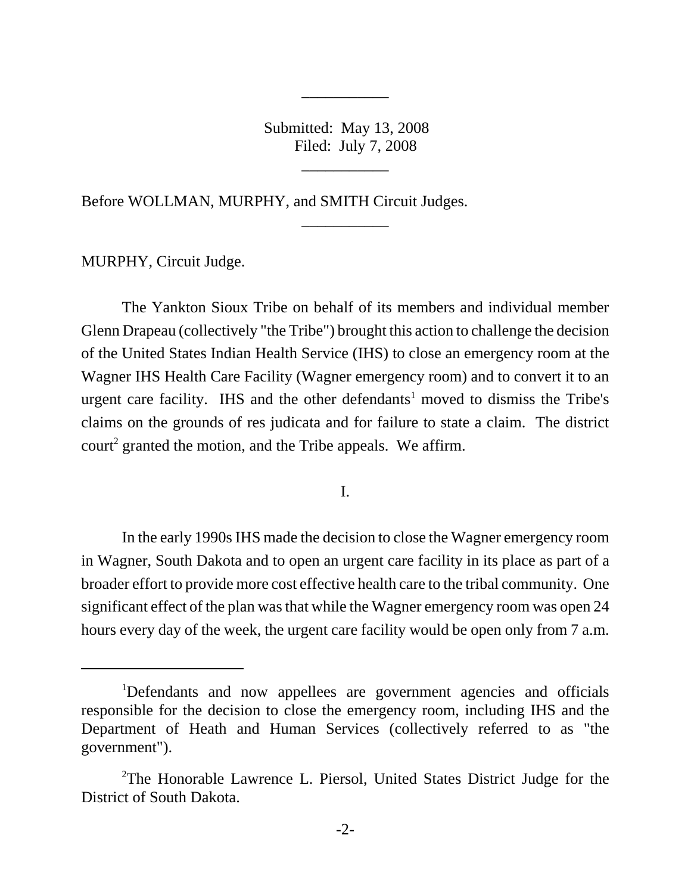Submitted: May 13, 2008
Filed: July 7, 2008

Before WOLLMAN, MURPHY, and SMITH Circuit Judges.

MURPHY, Circuit Judge.

The Yankton Sioux Tribe on behalf of its members and individual member Glenn Drapeau (collectively "the Tribe") brought this action to challenge the decision of the United States Indian Health Service (IHS) to close an emergency room at the Wagner IHS Health Care Facility (Wagner emergency room) and to convert it to an urgent care facility. IHS and the other defendants[1] moved to dismiss the Tribe's claims on the grounds of res judicata and for failure to state a claim. The district court[2] granted the motion, and the Tribe appeals. We affirm.

## I.

In the early 1990s IHS made the decision to close the Wagner emergency room in Wagner, South Dakota and to open an urgent care facility in its place as part of a broader effort to provide more cost effective health care to the tribal community. One significant effect of the plan was that while the Wagner emergency room was open 24 hours every day of the week, the urgent care facility would be open only from 7 a.m.

---

[1]Defendants and now appellees are government agencies and officials responsible for the decision to close the emergency room, including IHS and the Department of Heath and Human Services (collectively referred to as "the government").

[2]The Honorable Lawrence L. Piersol, United States District Judge for the District of South Dakota.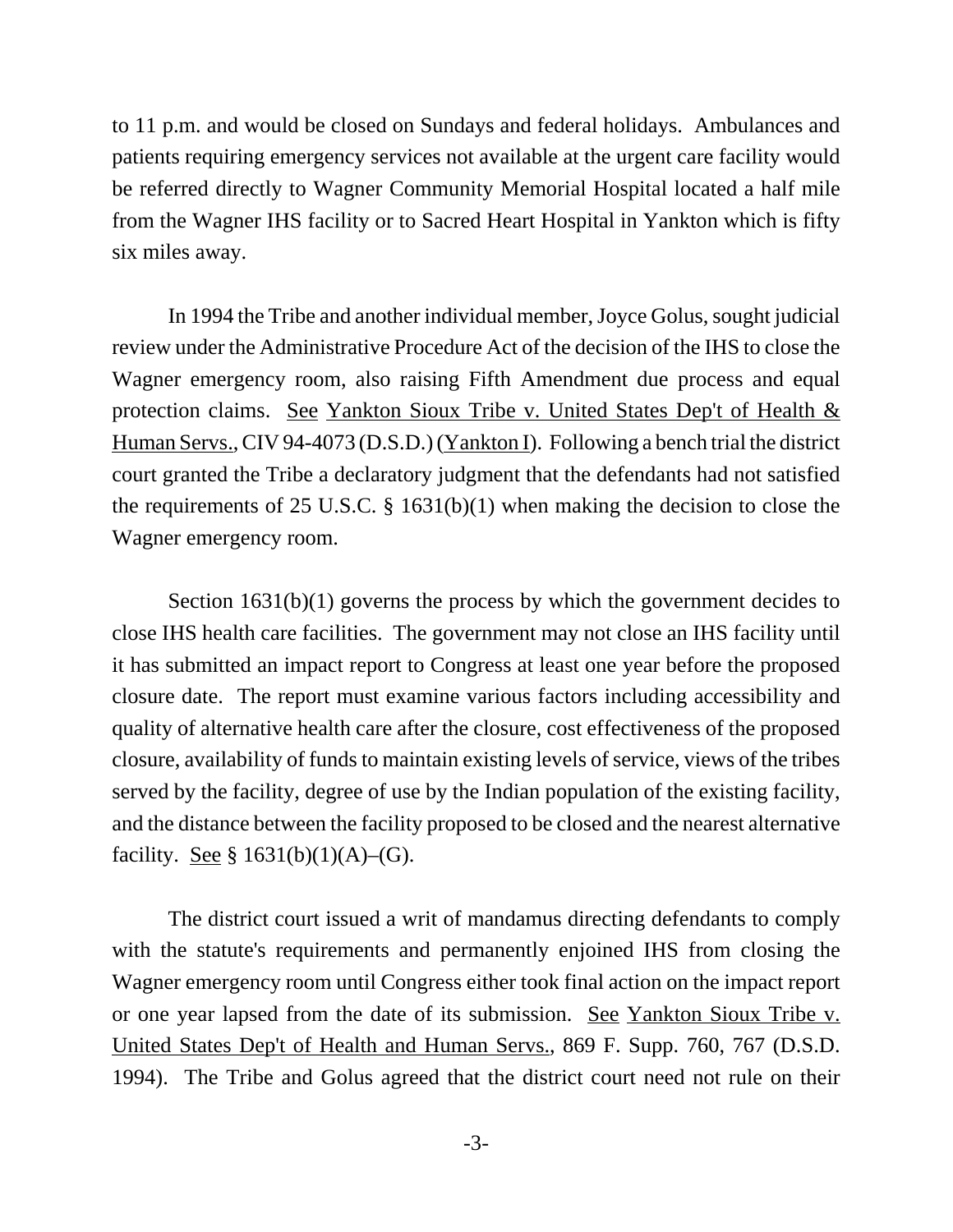to 11 p.m. and would be closed on Sundays and federal holidays. Ambulances and patients requiring emergency services not available at the urgent care facility would be referred directly to Wagner Community Memorial Hospital located a half mile from the Wagner IHS facility or to Sacred Heart Hospital in Yankton which is fifty six miles away.

In 1994 the Tribe and another individual member, Joyce Golus, sought judicial review under the Administrative Procedure Act of the decision of the IHS to close the Wagner emergency room, also raising Fifth Amendment due process and equal protection claims. See Yankton Sioux Tribe v. United States Dep't of Health & Human Servs., CIV 94-4073 (D.S.D.) (Yankton I). Following a bench trial the district court granted the Tribe a declaratory judgment that the defendants had not satisfied the requirements of 25 U.S.C. § 1631(b)(1) when making the decision to close the Wagner emergency room.

Section 1631(b)(1) governs the process by which the government decides to close IHS health care facilities. The government may not close an IHS facility until it has submitted an impact report to Congress at least one year before the proposed closure date. The report must examine various factors including accessibility and quality of alternative health care after the closure, cost effectiveness of the proposed closure, availability of funds to maintain existing levels of service, views of the tribes served by the facility, degree of use by the Indian population of the existing facility, and the distance between the facility proposed to be closed and the nearest alternative facility. See § 1631(b)(1)(A)–(G).

The district court issued a writ of mandamus directing defendants to comply with the statute's requirements and permanently enjoined IHS from closing the Wagner emergency room until Congress either took final action on the impact report or one year lapsed from the date of its submission. See Yankton Sioux Tribe v. United States Dep't of Health and Human Servs., 869 F. Supp. 760, 767 (D.S.D. 1994). The Tribe and Golus agreed that the district court need not rule on their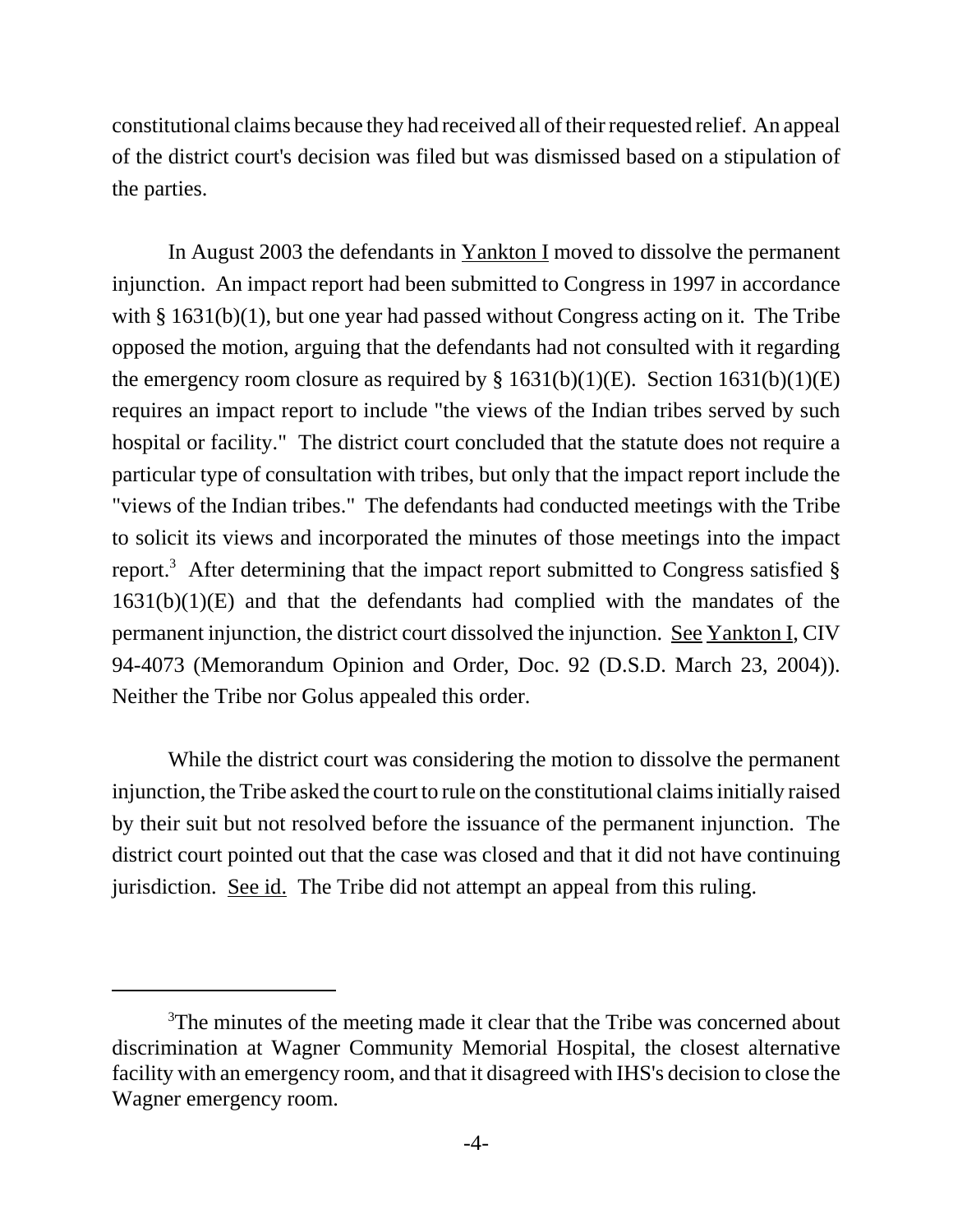constitutional claims because they had received all of their requested relief. An appeal of the district court's decision was filed but was dismissed based on a stipulation of the parties.

In August 2003 the defendants in Yankton I moved to dissolve the permanent injunction. An impact report had been submitted to Congress in 1997 in accordance with § 1631(b)(1), but one year had passed without Congress acting on it. The Tribe opposed the motion, arguing that the defendants had not consulted with it regarding the emergency room closure as required by § 1631(b)(1)(E). Section 1631(b)(1)(E) requires an impact report to include "the views of the Indian tribes served by such hospital or facility." The district court concluded that the statute does not require a particular type of consultation with tribes, but only that the impact report include the "views of the Indian tribes." The defendants had conducted meetings with the Tribe to solicit its views and incorporated the minutes of those meetings into the impact report.[3] After determining that the impact report submitted to Congress satisfied § 1631(b)(1)(E) and that the defendants had complied with the mandates of the permanent injunction, the district court dissolved the injunction. See Yankton I, CIV 94-4073 (Memorandum Opinion and Order, Doc. 92 (D.S.D. March 23, 2004)). Neither the Tribe nor Golus appealed this order.

While the district court was considering the motion to dissolve the permanent injunction, the Tribe asked the court to rule on the constitutional claims initially raised by their suit but not resolved before the issuance of the permanent injunction. The district court pointed out that the case was closed and that it did not have continuing jurisdiction. See id. The Tribe did not attempt an appeal from this ruling.

---

[3]The minutes of the meeting made it clear that the Tribe was concerned about discrimination at Wagner Community Memorial Hospital, the closest alternative facility with an emergency room, and that it disagreed with IHS's decision to close the Wagner emergency room.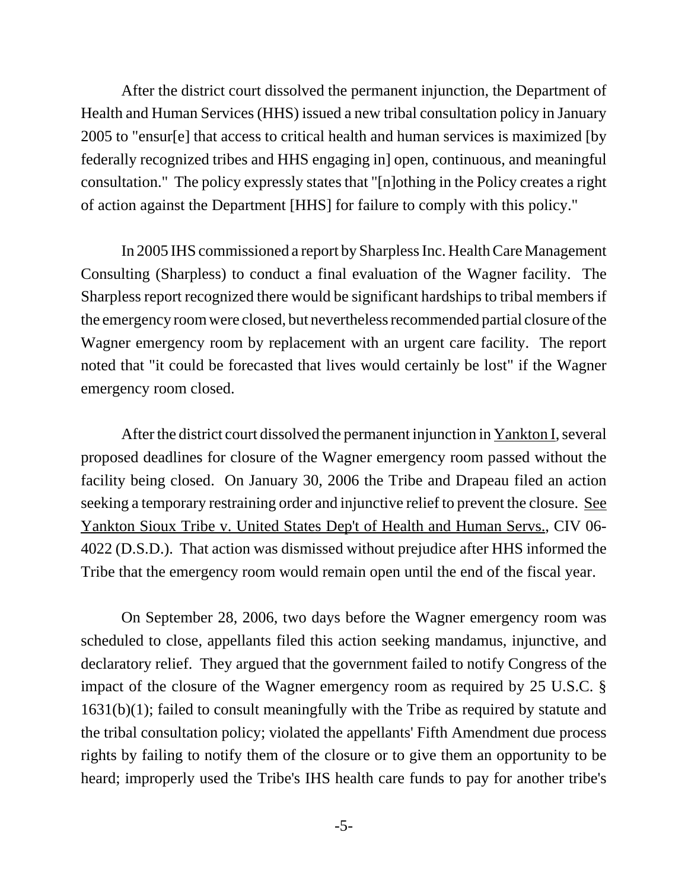After the district court dissolved the permanent injunction, the Department of Health and Human Services (HHS) issued a new tribal consultation policy in January 2005 to "ensur[e] that access to critical health and human services is maximized [by federally recognized tribes and HHS engaging in] open, continuous, and meaningful consultation." The policy expressly states that "[n]othing in the Policy creates a right of action against the Department [HHS] for failure to comply with this policy."

In 2005 IHS commissioned a report by Sharpless Inc. Health Care Management Consulting (Sharpless) to conduct a final evaluation of the Wagner facility. The Sharpless report recognized there would be significant hardships to tribal members if the emergency room were closed, but nevertheless recommended partial closure of the Wagner emergency room by replacement with an urgent care facility. The report noted that "it could be forecasted that lives would certainly be lost" if the Wagner emergency room closed.

After the district court dissolved the permanent injunction in Yankton I, several proposed deadlines for closure of the Wagner emergency room passed without the facility being closed. On January 30, 2006 the Tribe and Drapeau filed an action seeking a temporary restraining order and injunctive relief to prevent the closure. See Yankton Sioux Tribe v. United States Dep't of Health and Human Servs., CIV 06-4022 (D.S.D.). That action was dismissed without prejudice after HHS informed the Tribe that the emergency room would remain open until the end of the fiscal year.

On September 28, 2006, two days before the Wagner emergency room was scheduled to close, appellants filed this action seeking mandamus, injunctive, and declaratory relief. They argued that the government failed to notify Congress of the impact of the closure of the Wagner emergency room as required by 25 U.S.C. § 1631(b)(1); failed to consult meaningfully with the Tribe as required by statute and the tribal consultation policy; violated the appellants' Fifth Amendment due process rights by failing to notify them of the closure or to give them an opportunity to be heard; improperly used the Tribe's IHS health care funds to pay for another tribe's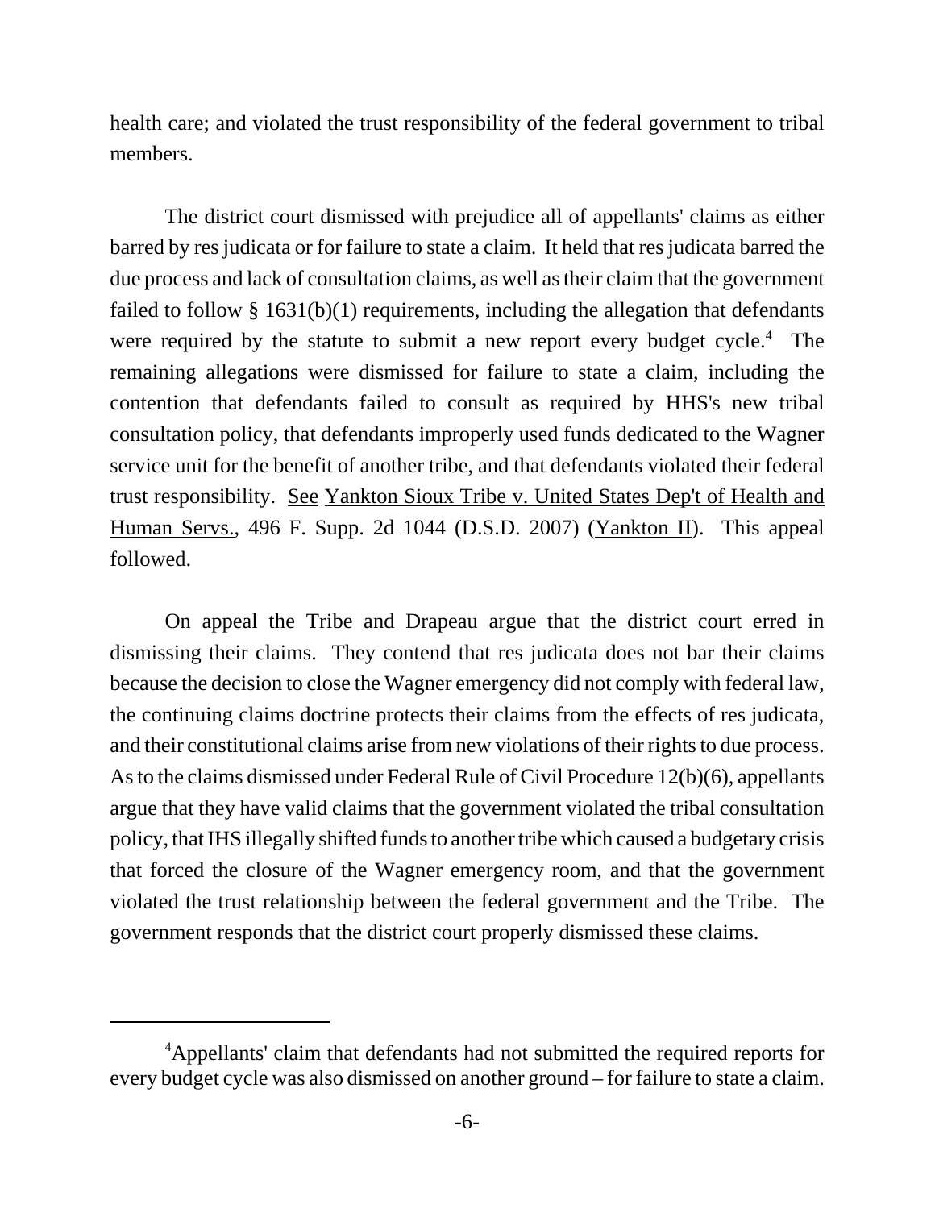health care; and violated the trust responsibility of the federal government to tribal members.

The district court dismissed with prejudice all of appellants' claims as either barred by res judicata or for failure to state a claim. It held that res judicata barred the due process and lack of consultation claims, as well as their claim that the government failed to follow § 1631(b)(1) requirements, including the allegation that defendants were required by the statute to submit a new report every budget cycle.[4] The remaining allegations were dismissed for failure to state a claim, including the contention that defendants failed to consult as required by HHS's new tribal consultation policy, that defendants improperly used funds dedicated to the Wagner service unit for the benefit of another tribe, and that defendants violated their federal trust responsibility. See Yankton Sioux Tribe v. United States Dep't of Health and Human Servs., 496 F. Supp. 2d 1044 (D.S.D. 2007) (Yankton II). This appeal followed.

On appeal the Tribe and Drapeau argue that the district court erred in dismissing their claims. They contend that res judicata does not bar their claims because the decision to close the Wagner emergency did not comply with federal law, the continuing claims doctrine protects their claims from the effects of res judicata, and their constitutional claims arise from new violations of their rights to due process. As to the claims dismissed under Federal Rule of Civil Procedure 12(b)(6), appellants argue that they have valid claims that the government violated the tribal consultation policy, that IHS illegally shifted funds to another tribe which caused a budgetary crisis that forced the closure of the Wagner emergency room, and that the government violated the trust relationship between the federal government and the Tribe. The government responds that the district court properly dismissed these claims.

---

[4]Appellants' claim that defendants had not submitted the required reports for every budget cycle was also dismissed on another ground – for failure to state a claim.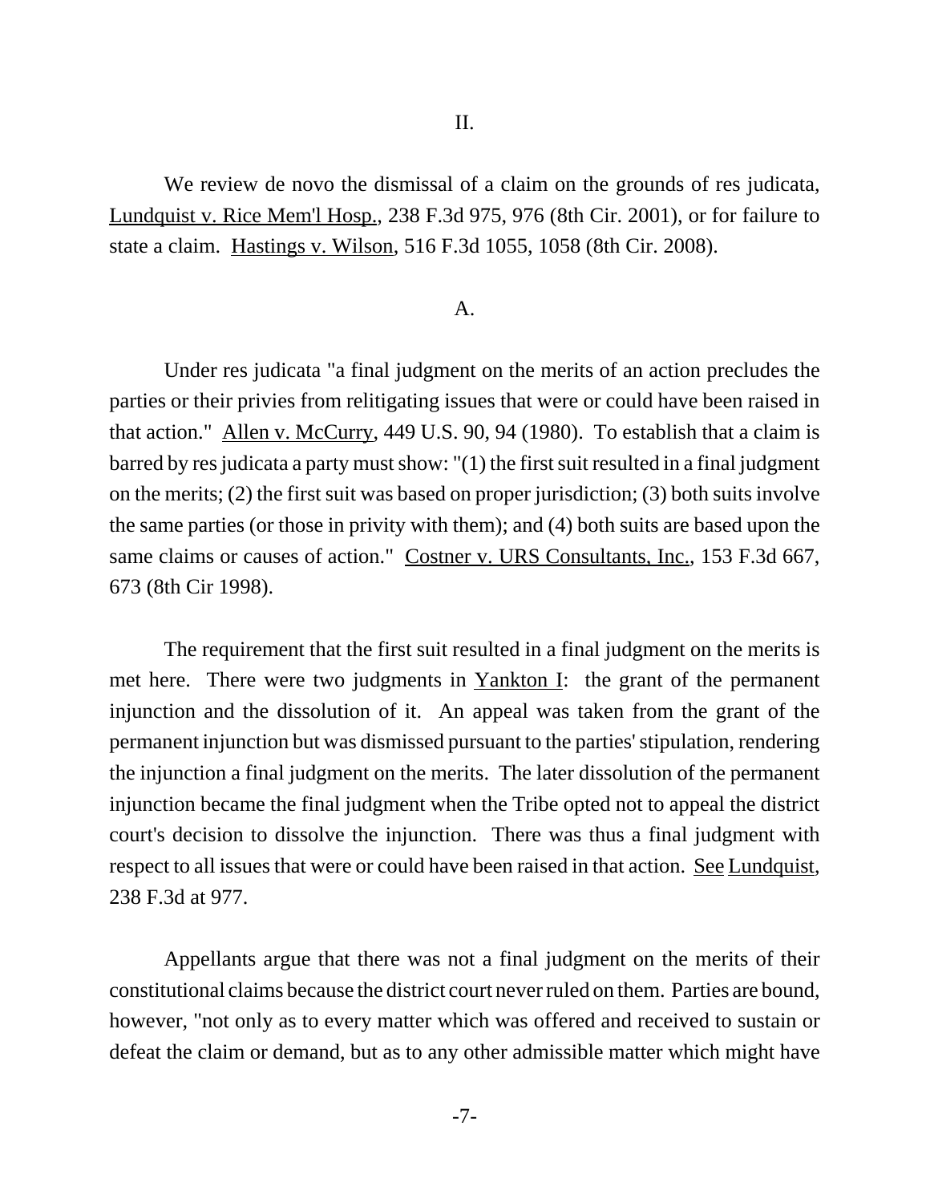## II.

We review de novo the dismissal of a claim on the grounds of res judicata, Lundquist v. Rice Mem'l Hosp., 238 F.3d 975, 976 (8th Cir. 2001), or for failure to state a claim. Hastings v. Wilson, 516 F.3d 1055, 1058 (8th Cir. 2008).

### A.

Under res judicata "a final judgment on the merits of an action precludes the parties or their privies from relitigating issues that were or could have been raised in that action." Allen v. McCurry, 449 U.S. 90, 94 (1980). To establish that a claim is barred by res judicata a party must show: "(1) the first suit resulted in a final judgment on the merits; (2) the first suit was based on proper jurisdiction; (3) both suits involve the same parties (or those in privity with them); and (4) both suits are based upon the same claims or causes of action." Costner v. URS Consultants, Inc., 153 F.3d 667, 673 (8th Cir 1998).

The requirement that the first suit resulted in a final judgment on the merits is met here. There were two judgments in Yankton I: the grant of the permanent injunction and the dissolution of it. An appeal was taken from the grant of the permanent injunction but was dismissed pursuant to the parties' stipulation, rendering the injunction a final judgment on the merits. The later dissolution of the permanent injunction became the final judgment when the Tribe opted not to appeal the district court's decision to dissolve the injunction. There was thus a final judgment with respect to all issues that were or could have been raised in that action. See Lundquist, 238 F.3d at 977.

Appellants argue that there was not a final judgment on the merits of their constitutional claims because the district court never ruled on them. Parties are bound, however, "not only as to every matter which was offered and received to sustain or defeat the claim or demand, but as to any other admissible matter which might have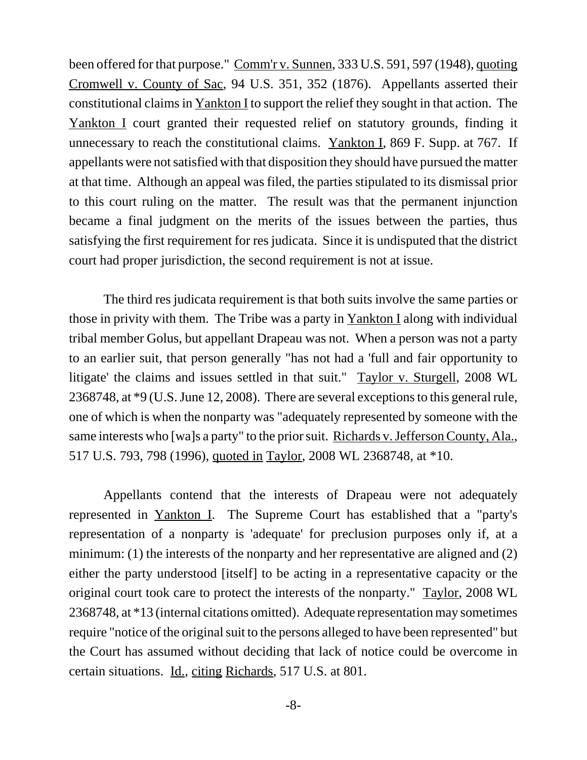been offered for that purpose." Comm'r v. Sunnen, 333 U.S. 591, 597 (1948), quoting Cromwell v. County of Sac, 94 U.S. 351, 352 (1876). Appellants asserted their constitutional claims in Yankton I to support the relief they sought in that action. The Yankton I court granted their requested relief on statutory grounds, finding it unnecessary to reach the constitutional claims. Yankton I, 869 F. Supp. at 767. If appellants were not satisfied with that disposition they should have pursued the matter at that time. Although an appeal was filed, the parties stipulated to its dismissal prior to this court ruling on the matter. The result was that the permanent injunction became a final judgment on the merits of the issues between the parties, thus satisfying the first requirement for res judicata. Since it is undisputed that the district court had proper jurisdiction, the second requirement is not at issue.

The third res judicata requirement is that both suits involve the same parties or those in privity with them. The Tribe was a party in Yankton I along with individual tribal member Golus, but appellant Drapeau was not. When a person was not a party to an earlier suit, that person generally "has not had a 'full and fair opportunity to litigate' the claims and issues settled in that suit." Taylor v. Sturgell, 2008 WL 2368748, at *9 (U.S. June 12, 2008). There are several exceptions to this general rule, one of which is when the nonparty was "adequately represented by someone with the same interests who [wa]s a party" to the prior suit. Richards v. Jefferson County, Ala., 517 U.S. 793, 798 (1996), quoted in Taylor, 2008 WL 2368748, at *10.

Appellants contend that the interests of Drapeau were not adequately represented in Yankton I. The Supreme Court has established that a "party's representation of a nonparty is 'adequate' for preclusion purposes only if, at a minimum: (1) the interests of the nonparty and her representative are aligned and (2) either the party understood [itself] to be acting in a representative capacity or the original court took care to protect the interests of the nonparty." Taylor, 2008 WL 2368748, at *13 (internal citations omitted). Adequate representation may sometimes require "notice of the original suit to the persons alleged to have been represented" but the Court has assumed without deciding that lack of notice could be overcome in certain situations. Id., citing Richards, 517 U.S. at 801.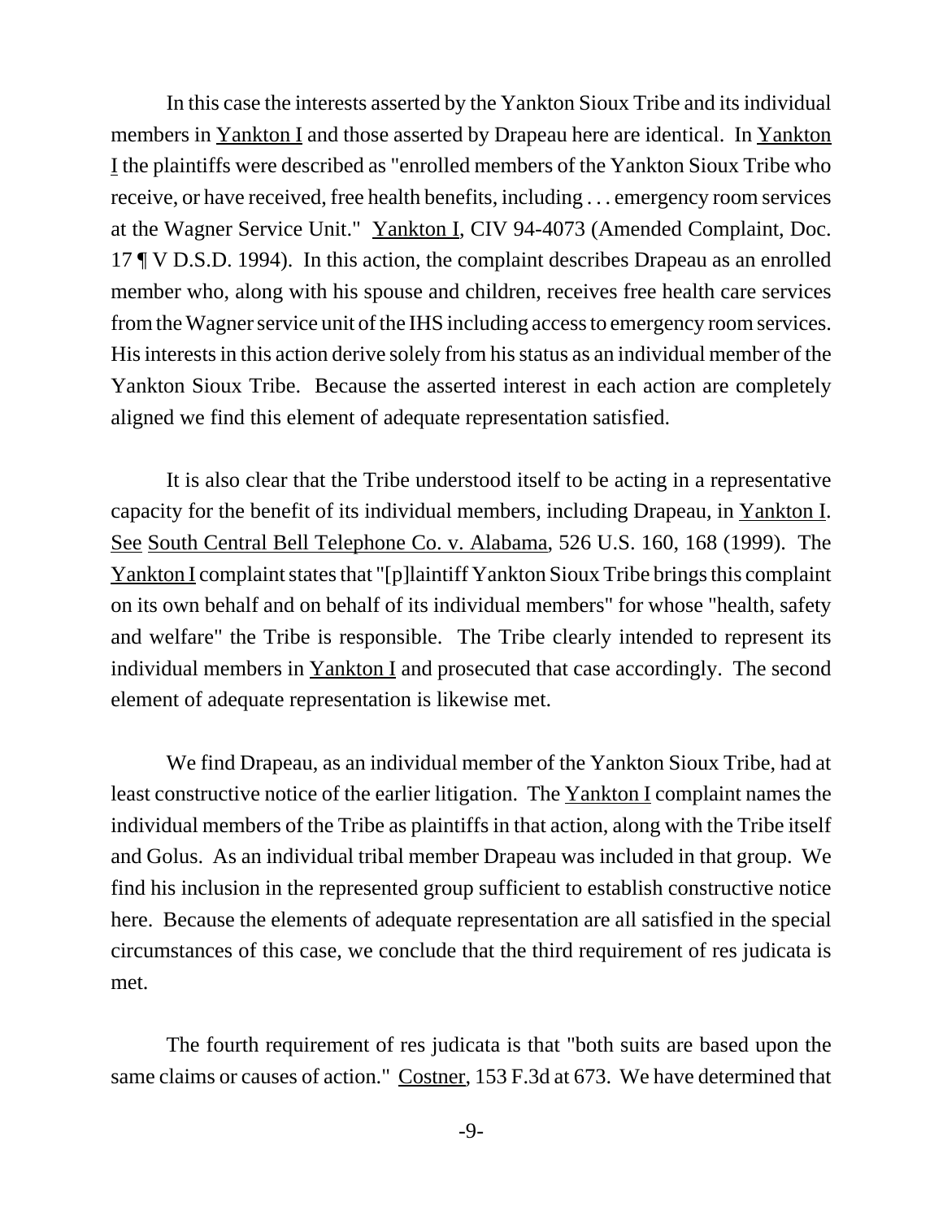In this case the interests asserted by the Yankton Sioux Tribe and its individual members in Yankton I and those asserted by Drapeau here are identical. In Yankton I the plaintiffs were described as "enrolled members of the Yankton Sioux Tribe who receive, or have received, free health benefits, including . . . emergency room services at the Wagner Service Unit." Yankton I, CIV 94-4073 (Amended Complaint, Doc. 17 ¶ V D.S.D. 1994). In this action, the complaint describes Drapeau as an enrolled member who, along with his spouse and children, receives free health care services from the Wagner service unit of the IHS including access to emergency room services. His interests in this action derive solely from his status as an individual member of the Yankton Sioux Tribe. Because the asserted interest in each action are completely aligned we find this element of adequate representation satisfied.

It is also clear that the Tribe understood itself to be acting in a representative capacity for the benefit of its individual members, including Drapeau, in Yankton I. See South Central Bell Telephone Co. v. Alabama, 526 U.S. 160, 168 (1999). The Yankton I complaint states that "[p]laintiff Yankton Sioux Tribe brings this complaint on its own behalf and on behalf of its individual members" for whose "health, safety and welfare" the Tribe is responsible. The Tribe clearly intended to represent its individual members in Yankton I and prosecuted that case accordingly. The second element of adequate representation is likewise met.

We find Drapeau, as an individual member of the Yankton Sioux Tribe, had at least constructive notice of the earlier litigation. The Yankton I complaint names the individual members of the Tribe as plaintiffs in that action, along with the Tribe itself and Golus. As an individual tribal member Drapeau was included in that group. We find his inclusion in the represented group sufficient to establish constructive notice here. Because the elements of adequate representation are all satisfied in the special circumstances of this case, we conclude that the third requirement of res judicata is met.

The fourth requirement of res judicata is that "both suits are based upon the same claims or causes of action." Costner, 153 F.3d at 673. We have determined that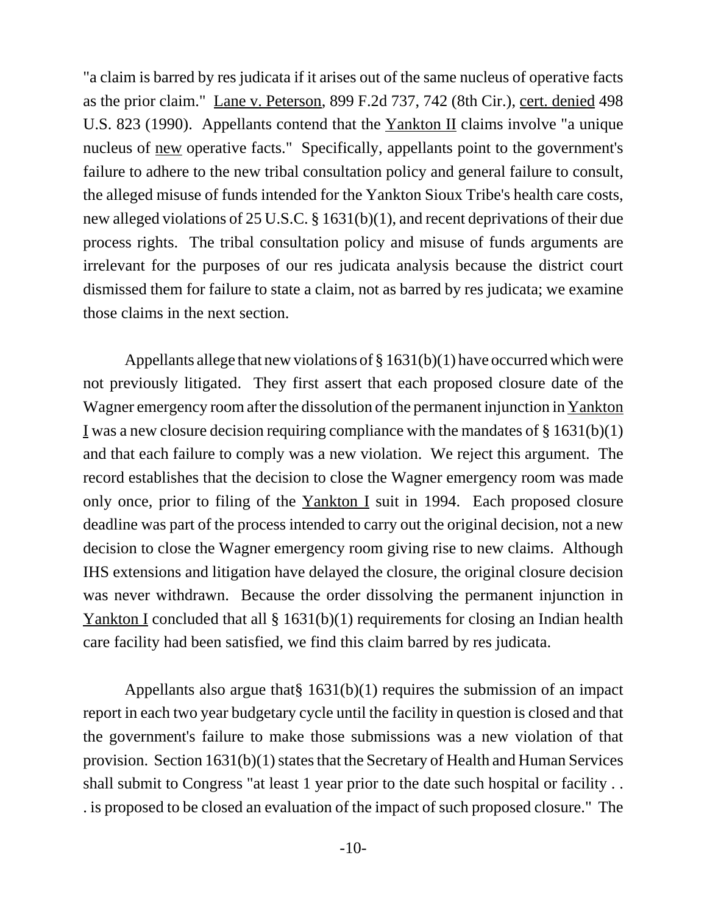"a claim is barred by res judicata if it arises out of the same nucleus of operative facts as the prior claim." Lane v. Peterson, 899 F.2d 737, 742 (8th Cir.), cert. denied 498 U.S. 823 (1990). Appellants contend that the Yankton II claims involve "a unique nucleus of new operative facts." Specifically, appellants point to the government's failure to adhere to the new tribal consultation policy and general failure to consult, the alleged misuse of funds intended for the Yankton Sioux Tribe's health care costs, new alleged violations of 25 U.S.C. § 1631(b)(1), and recent deprivations of their due process rights. The tribal consultation policy and misuse of funds arguments are irrelevant for the purposes of our res judicata analysis because the district court dismissed them for failure to state a claim, not as barred by res judicata; we examine those claims in the next section.

Appellants allege that new violations of § 1631(b)(1) have occurred which were not previously litigated. They first assert that each proposed closure date of the Wagner emergency room after the dissolution of the permanent injunction in Yankton I was a new closure decision requiring compliance with the mandates of § 1631(b)(1) and that each failure to comply was a new violation. We reject this argument. The record establishes that the decision to close the Wagner emergency room was made only once, prior to filing of the Yankton I suit in 1994. Each proposed closure deadline was part of the process intended to carry out the original decision, not a new decision to close the Wagner emergency room giving rise to new claims. Although IHS extensions and litigation have delayed the closure, the original closure decision was never withdrawn. Because the order dissolving the permanent injunction in Yankton I concluded that all § 1631(b)(1) requirements for closing an Indian health care facility had been satisfied, we find this claim barred by res judicata.

Appellants also argue that§ 1631(b)(1) requires the submission of an impact report in each two year budgetary cycle until the facility in question is closed and that the government's failure to make those submissions was a new violation of that provision. Section 1631(b)(1) states that the Secretary of Health and Human Services shall submit to Congress "at least 1 year prior to the date such hospital or facility . . . is proposed to be closed an evaluation of the impact of such proposed closure." The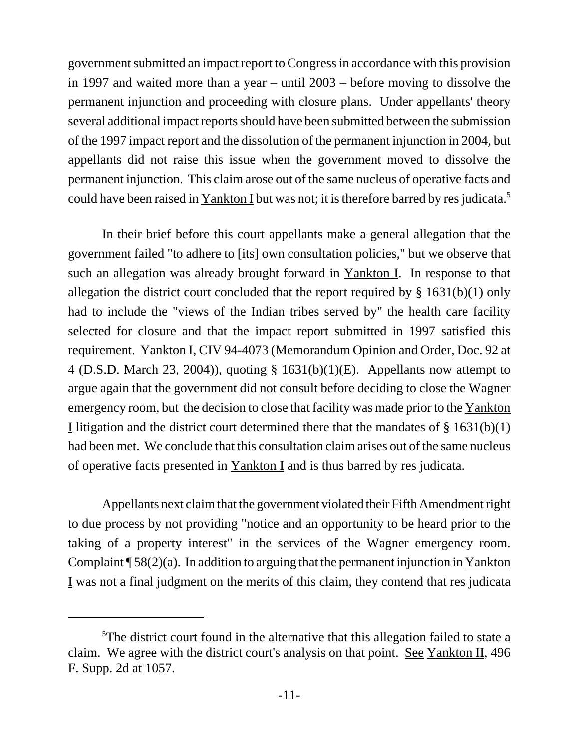government submitted an impact report to Congress in accordance with this provision in 1997 and waited more than a year – until 2003 – before moving to dissolve the permanent injunction and proceeding with closure plans. Under appellants' theory several additional impact reports should have been submitted between the submission of the 1997 impact report and the dissolution of the permanent injunction in 2004, but appellants did not raise this issue when the government moved to dissolve the permanent injunction. This claim arose out of the same nucleus of operative facts and could have been raised in Yankton I but was not; it is therefore barred by res judicata.[5]

In their brief before this court appellants make a general allegation that the government failed "to adhere to [its] own consultation policies," but we observe that such an allegation was already brought forward in Yankton I. In response to that allegation the district court concluded that the report required by § 1631(b)(1) only had to include the "views of the Indian tribes served by" the health care facility selected for closure and that the impact report submitted in 1997 satisfied this requirement. Yankton I, CIV 94-4073 (Memorandum Opinion and Order, Doc. 92 at 4 (D.S.D. March 23, 2004)), quoting § 1631(b)(1)(E). Appellants now attempt to argue again that the government did not consult before deciding to close the Wagner emergency room, but the decision to close that facility was made prior to the Yankton I litigation and the district court determined there that the mandates of § 1631(b)(1) had been met. We conclude that this consultation claim arises out of the same nucleus of operative facts presented in Yankton I and is thus barred by res judicata.

Appellants next claim that the government violated their Fifth Amendment right to due process by not providing "notice and an opportunity to be heard prior to the taking of a property interest" in the services of the Wagner emergency room. Complaint ¶ 58(2)(a). In addition to arguing that the permanent injunction in Yankton I was not a final judgment on the merits of this claim, they contend that res judicata

---

[5]The district court found in the alternative that this allegation failed to state a claim. We agree with the district court's analysis on that point. See Yankton II, 496 F. Supp. 2d at 1057.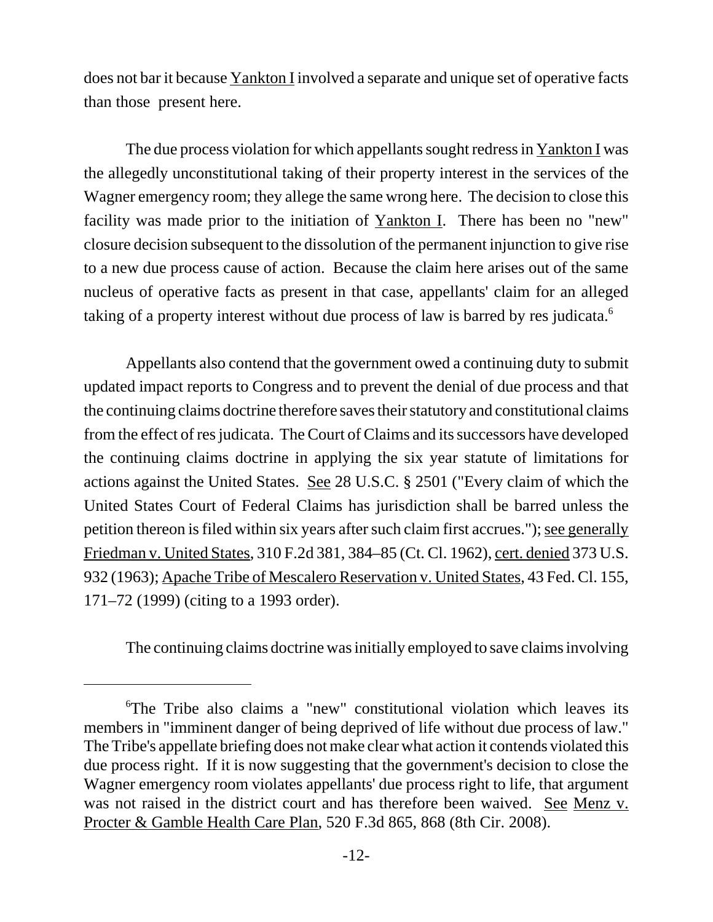does not bar it because Yankton I involved a separate and unique set of operative facts than those present here.

The due process violation for which appellants sought redress in Yankton I was the allegedly unconstitutional taking of their property interest in the services of the Wagner emergency room; they allege the same wrong here. The decision to close this facility was made prior to the initiation of Yankton I. There has been no "new" closure decision subsequent to the dissolution of the permanent injunction to give rise to a new due process cause of action. Because the claim here arises out of the same nucleus of operative facts as present in that case, appellants' claim for an alleged taking of a property interest without due process of law is barred by res judicata.[6]

Appellants also contend that the government owed a continuing duty to submit updated impact reports to Congress and to prevent the denial of due process and that the continuing claims doctrine therefore saves their statutory and constitutional claims from the effect of res judicata. The Court of Claims and its successors have developed the continuing claims doctrine in applying the six year statute of limitations for actions against the United States. See 28 U.S.C. § 2501 ("Every claim of which the United States Court of Federal Claims has jurisdiction shall be barred unless the petition thereon is filed within six years after such claim first accrues."); see generally Friedman v. United States, 310 F.2d 381, 384–85 (Ct. Cl. 1962), cert. denied 373 U.S. 932 (1963); Apache Tribe of Mescalero Reservation v. United States, 43 Fed. Cl. 155, 171–72 (1999) (citing to a 1993 order).

The continuing claims doctrine was initially employed to save claims involving

---

[6]The Tribe also claims a "new" constitutional violation which leaves its members in "imminent danger of being deprived of life without due process of law." The Tribe's appellate briefing does not make clear what action it contends violated this due process right. If it is now suggesting that the government's decision to close the Wagner emergency room violates appellants' due process right to life, that argument was not raised in the district court and has therefore been waived. See Menz v. Procter & Gamble Health Care Plan, 520 F.3d 865, 868 (8th Cir. 2008).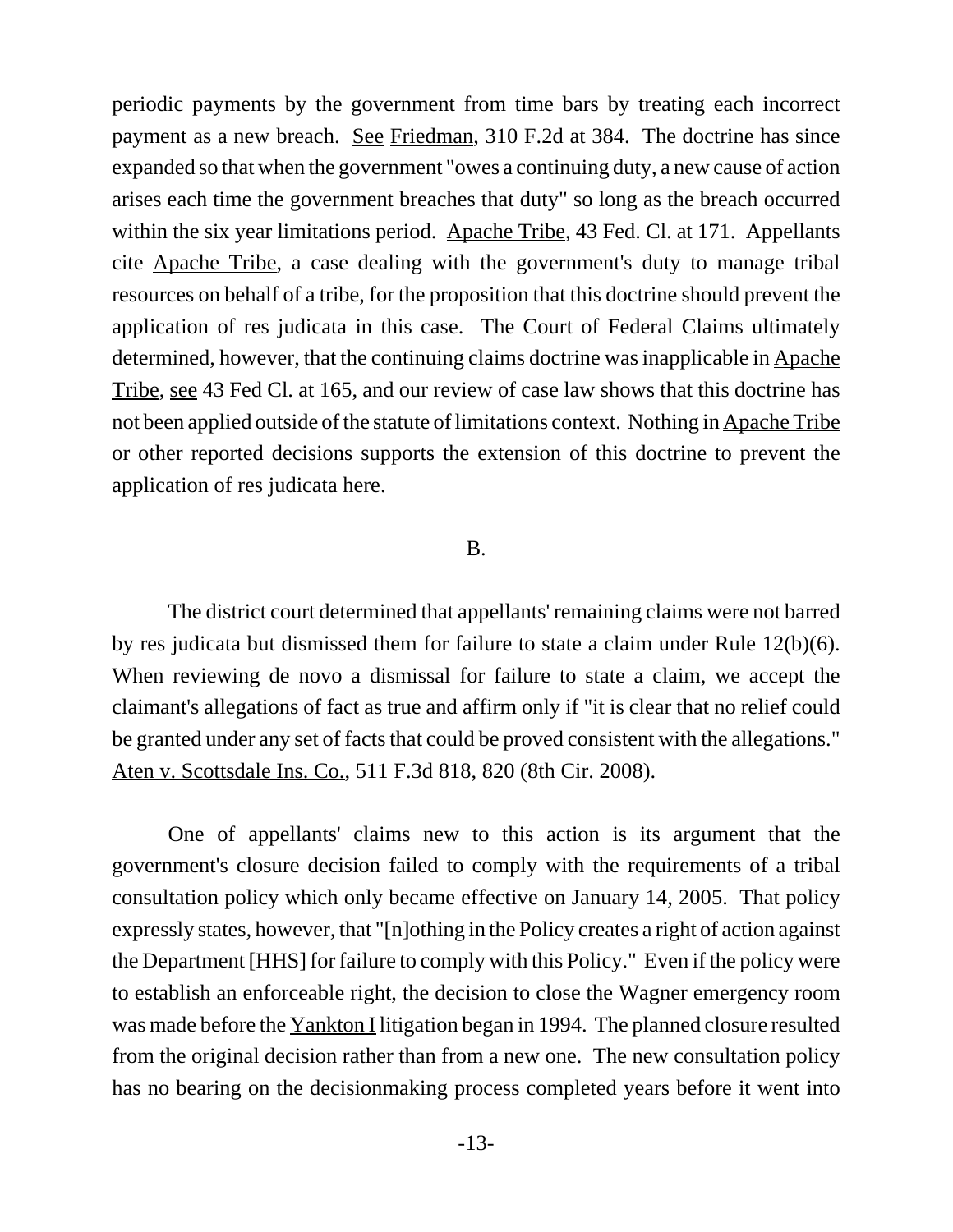periodic payments by the government from time bars by treating each incorrect payment as a new breach. See Friedman, 310 F.2d at 384. The doctrine has since expanded so that when the government "owes a continuing duty, a new cause of action arises each time the government breaches that duty" so long as the breach occurred within the six year limitations period. Apache Tribe, 43 Fed. Cl. at 171. Appellants cite Apache Tribe, a case dealing with the government's duty to manage tribal resources on behalf of a tribe, for the proposition that this doctrine should prevent the application of res judicata in this case. The Court of Federal Claims ultimately determined, however, that the continuing claims doctrine was inapplicable in Apache Tribe, see 43 Fed Cl. at 165, and our review of case law shows that this doctrine has not been applied outside of the statute of limitations context. Nothing in Apache Tribe or other reported decisions supports the extension of this doctrine to prevent the application of res judicata here.

B.

The district court determined that appellants' remaining claims were not barred by res judicata but dismissed them for failure to state a claim under Rule 12(b)(6). When reviewing de novo a dismissal for failure to state a claim, we accept the claimant's allegations of fact as true and affirm only if "it is clear that no relief could be granted under any set of facts that could be proved consistent with the allegations." Aten v. Scottsdale Ins. Co., 511 F.3d 818, 820 (8th Cir. 2008).

One of appellants' claims new to this action is its argument that the government's closure decision failed to comply with the requirements of a tribal consultation policy which only became effective on January 14, 2005. That policy expressly states, however, that "[n]othing in the Policy creates a right of action against the Department [HHS] for failure to comply with this Policy." Even if the policy were to establish an enforceable right, the decision to close the Wagner emergency room was made before the Yankton I litigation began in 1994. The planned closure resulted from the original decision rather than from a new one. The new consultation policy has no bearing on the decisionmaking process completed years before it went into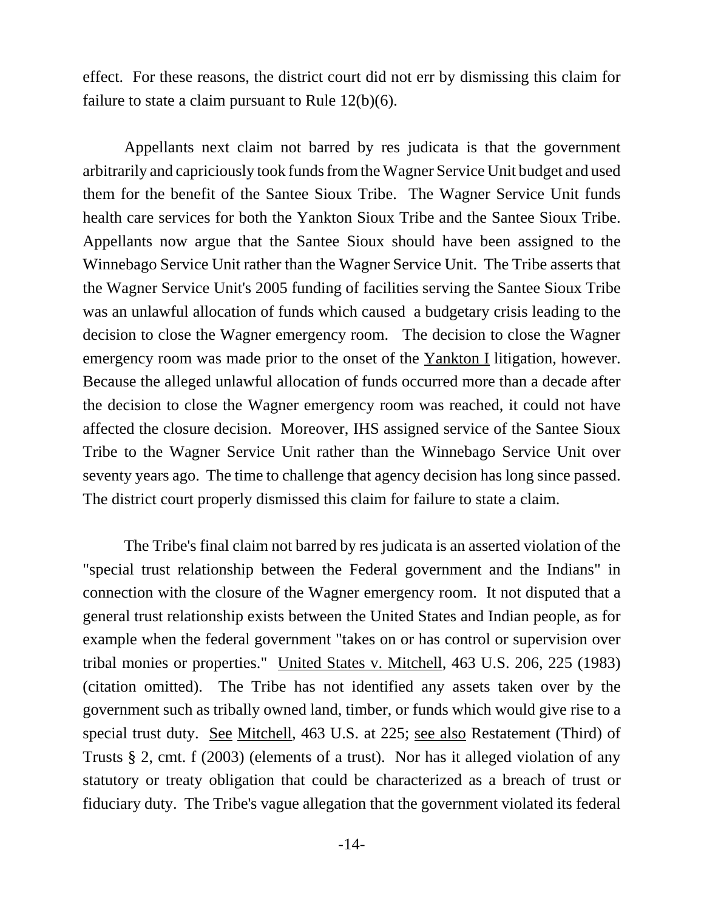effect. For these reasons, the district court did not err by dismissing this claim for failure to state a claim pursuant to Rule 12(b)(6).

Appellants next claim not barred by res judicata is that the government arbitrarily and capriciously took funds from the Wagner Service Unit budget and used them for the benefit of the Santee Sioux Tribe. The Wagner Service Unit funds health care services for both the Yankton Sioux Tribe and the Santee Sioux Tribe. Appellants now argue that the Santee Sioux should have been assigned to the Winnebago Service Unit rather than the Wagner Service Unit. The Tribe asserts that the Wagner Service Unit's 2005 funding of facilities serving the Santee Sioux Tribe was an unlawful allocation of funds which caused a budgetary crisis leading to the decision to close the Wagner emergency room. The decision to close the Wagner emergency room was made prior to the onset of the Yankton I litigation, however. Because the alleged unlawful allocation of funds occurred more than a decade after the decision to close the Wagner emergency room was reached, it could not have affected the closure decision. Moreover, IHS assigned service of the Santee Sioux Tribe to the Wagner Service Unit rather than the Winnebago Service Unit over seventy years ago. The time to challenge that agency decision has long since passed. The district court properly dismissed this claim for failure to state a claim.

The Tribe's final claim not barred by res judicata is an asserted violation of the "special trust relationship between the Federal government and the Indians" in connection with the closure of the Wagner emergency room. It not disputed that a general trust relationship exists between the United States and Indian people, as for example when the federal government "takes on or has control or supervision over tribal monies or properties." United States v. Mitchell, 463 U.S. 206, 225 (1983) (citation omitted). The Tribe has not identified any assets taken over by the government such as tribally owned land, timber, or funds which would give rise to a special trust duty. See Mitchell, 463 U.S. at 225; see also Restatement (Third) of Trusts § 2, cmt. f (2003) (elements of a trust). Nor has it alleged violation of any statutory or treaty obligation that could be characterized as a breach of trust or fiduciary duty. The Tribe's vague allegation that the government violated its federal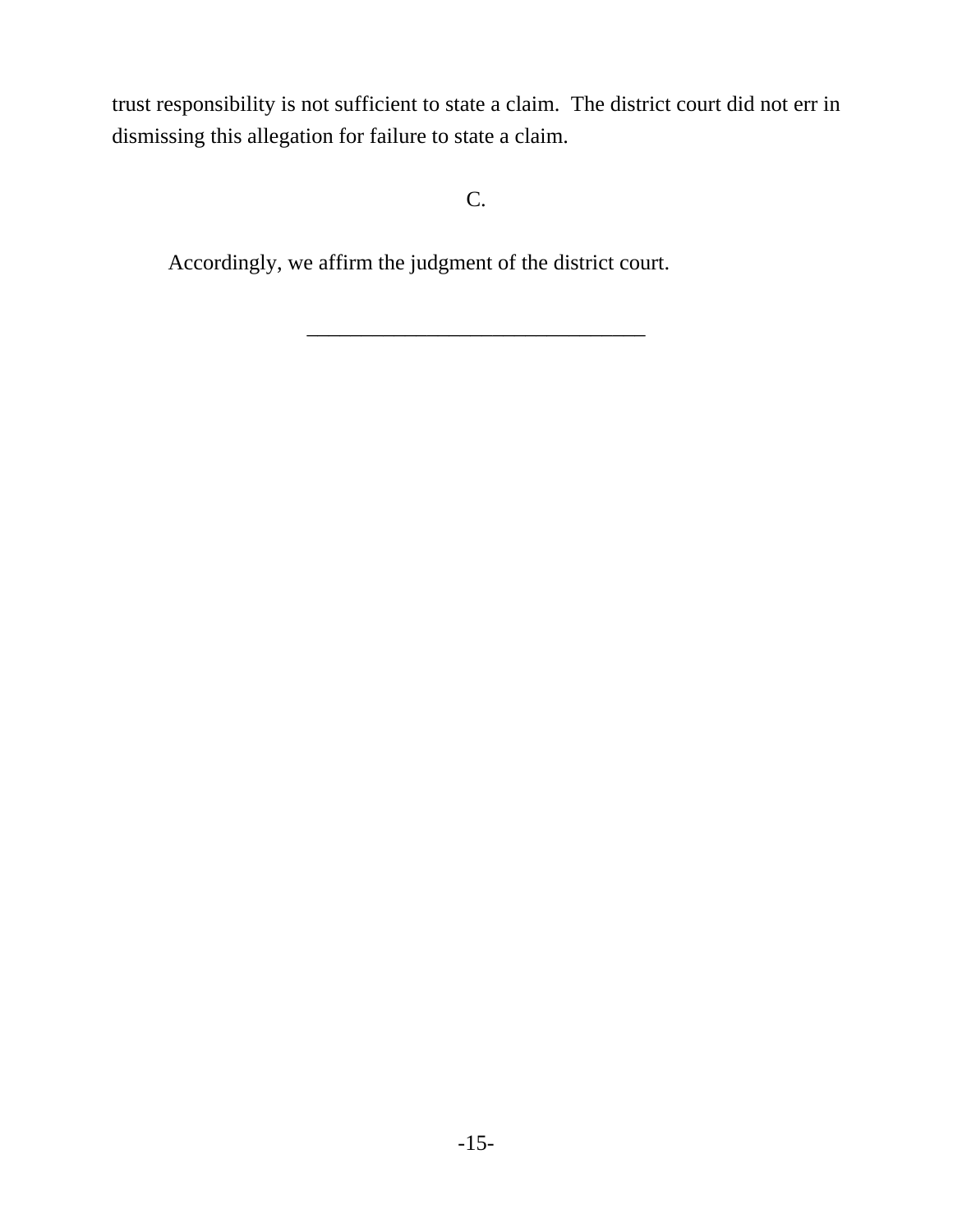trust responsibility is not sufficient to state a claim. The district court did not err in dismissing this allegation for failure to state a claim.

C.

Accordingly, we affirm the judgment of the district court.

______________________________